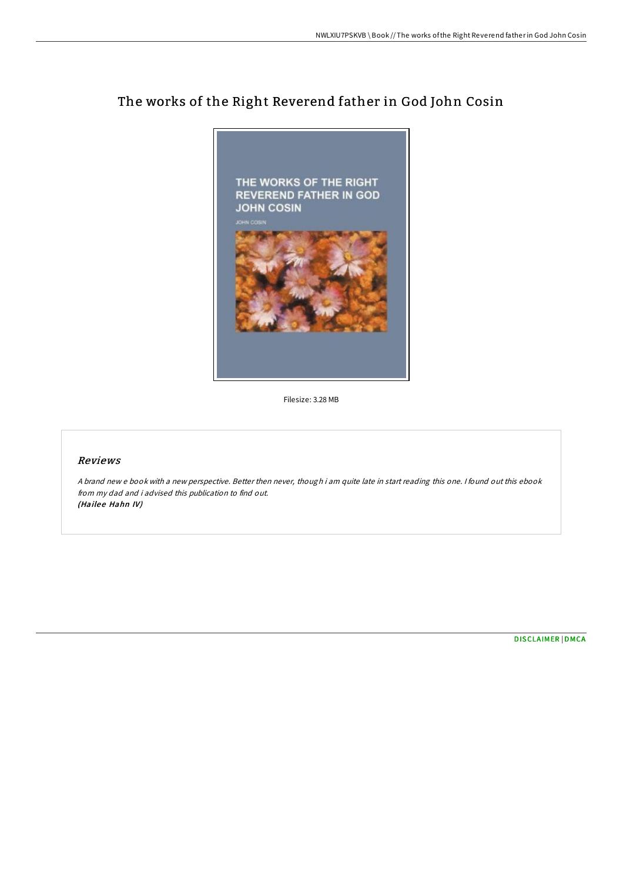# The works of the Right Reverend father in God John Cosin

Filesize: 3.28 MB

## Reviews

*A brand new e book with a new perspective. Better then never, though i am quite late in start reading this one. I found out this ebook from my dad and i advised this publication to find out.*
*(Hailee Hahn IV)*

DISCLAIMER | DMCA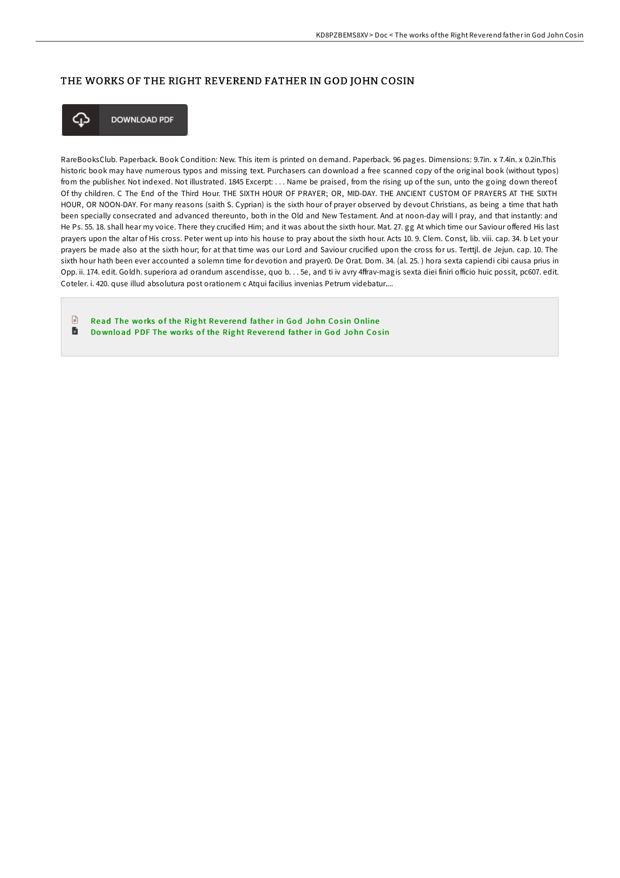# THE WORKS OF THE RIGHT REVEREND FATHER IN GOD JOHN COSIN

DOWNLOAD PDF

RareBooksClub. Paperback. Book Condition: New. This item is printed on demand. Paperback. 96 pages. Dimensions: 9.7in. x 7.4in. x 0.2in.This historic book may have numerous typos and missing text. Purchasers can download a free scanned copy of the original book (without typos) from the publisher. Not indexed. Not illustrated. 1845 Excerpt: . . . Name be praised, from the rising up of the sun, unto the going down thereof. Of thy children. C The End of the Third Hour. THE SIXTH HOUR OF PRAYER; OR, MID-DAY. THE ANCIENT CUSTOM OF PRAYERS AT THE SIXTH HOUR, OR NOON-DAY. For many reasons (saith S. Cyprian) is the sixth hour of prayer observed by devout Christians, as being a time that hath been specially consecrated and advanced thereunto, both in the Old and New Testament. And at noon-day will I pray, and that instantly: and He Ps. 55. 18. shall hear my voice. There they crucified Him; and it was about the sixth hour. Mat. 27. gg At which time our Saviour offered His last prayers upon the altar of His cross. Peter went up into his house to pray about the sixth hour. Acts 10. 9. Clem. Const, lib. viii. cap. 34. b Let your prayers be made also at the sixth hour; for at that time was our Lord and Saviour crucified upon the cross for us. Terttjl. de Jejun. cap. 10. The sixth hour hath been ever accounted a solemn time for devotion and prayer0. De Orat. Dom. 34. (al. 25. ) hora sexta capiendi cibi causa prius in Opp. ii. 174. edit. Goldh. superiora ad orandum ascendisse, quo b. . . 5e, and ti iv avry 4ffrav-magis sexta diei finiri officio huic possit, pc607. edit. Coteler. i. 420. quse illud absolutura post orationem c Atqui facilius invenias Petrum videbatur....

Read The works of the Right Reverend father in God John Cosin Online
Download PDF The works of the Right Reverend father in God John Cosin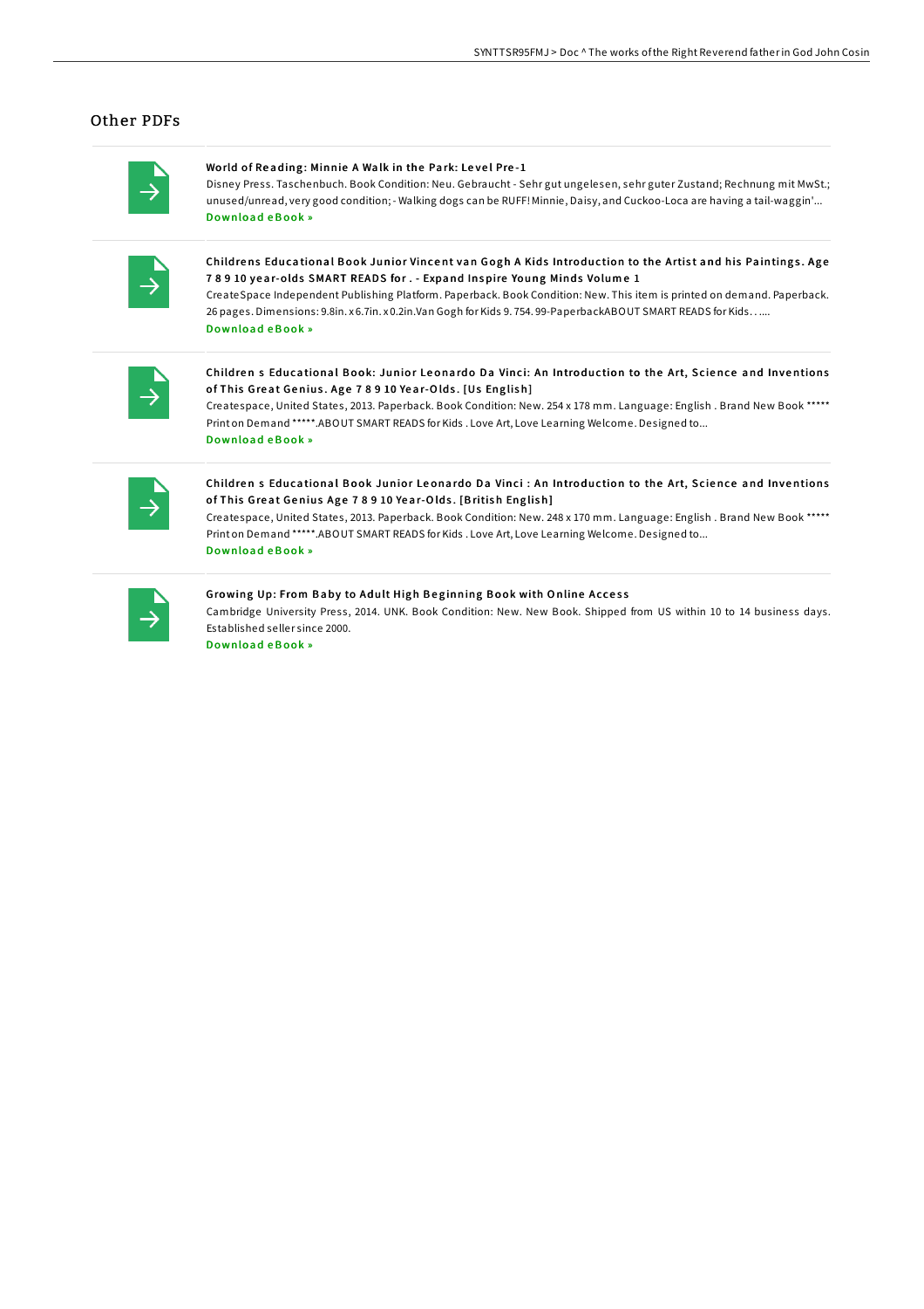## Other PDFs

**World of Reading: Minnie A Walk in the Park: Level Pre-1**

Disney Press. Taschenbuch. Book Condition: Neu. Gebraucht - Sehr gut ungelesen, sehr guter Zustand; Rechnung mit MwSt.; unused/unread, very good condition; - Walking dogs can be RUFF! Minnie, Daisy, and Cuckoo-Loca are having a tail-waggin'...

Download eBook »

**Childrens Educational Book Junior Vincent van Gogh A Kids Introduction to the Artist and his Paintings. Age 7 8 9 10 year-olds SMART READS for . - Expand Inspire Young Minds Volume 1**

CreateSpace Independent Publishing Platform. Paperback. Book Condition: New. This item is printed on demand. Paperback. 26 pages. Dimensions: 9.8in. x 6.7in. x 0.2in.Van Gogh for Kids 9. 754. 99-PaperbackABOUT SMART READS for Kids. . ....

Download eBook »

**Children s Educational Book: Junior Leonardo Da Vinci: An Introduction to the Art, Science and Inventions of This Great Genius. Age 7 8 9 10 Year-Olds. [Us English]**

Createspace, United States, 2013. Paperback. Book Condition: New. 254 x 178 mm. Language: English . Brand New Book ***** Print on Demand *****.ABOUT SMART READS for Kids . Love Art, Love Learning Welcome. Designed to...

Download eBook »

**Children s Educational Book Junior Leonardo Da Vinci : An Introduction to the Art, Science and Inventions of This Great Genius Age 7 8 9 10 Year-Olds. [British English]**

Createspace, United States, 2013. Paperback. Book Condition: New. 248 x 170 mm. Language: English . Brand New Book ***** Print on Demand *****.ABOUT SMART READS for Kids . Love Art, Love Learning Welcome. Designed to...

Download eBook »

**Growing Up: From Baby to Adult High Beginning Book with Online Access**

Cambridge University Press, 2014. UNK. Book Condition: New. New Book. Shipped from US within 10 to 14 business days. Established seller since 2000.

Download eBook »